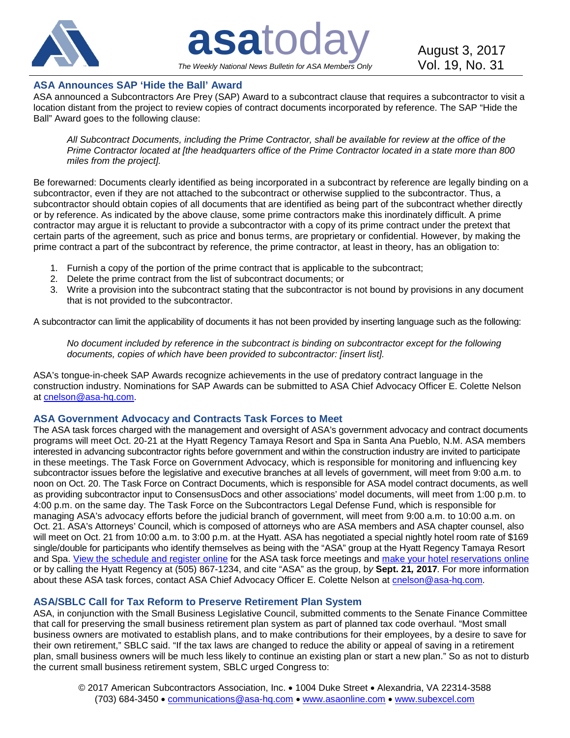# asatoday

*The Weekly National News Bulletin for ASA Members Only*

August 3, 2017
Vol. 19, No. 31

## ASA Announces SAP 'Hide the Ball' Award

ASA announced a Subcontractors Are Prey (SAP) Award to a subcontract clause that requires a subcontractor to visit a location distant from the project to review copies of contract documents incorporated by reference. The SAP "Hide the Ball" Award goes to the following clause:

> *All Subcontract Documents, including the Prime Contractor, shall be available for review at the office of the Prime Contractor located at [the headquarters office of the Prime Contractor located in a state more than 800 miles from the project].*

Be forewarned: Documents clearly identified as being incorporated in a subcontract by reference are legally binding on a subcontractor, even if they are not attached to the subcontract or otherwise supplied to the subcontractor. Thus, a subcontractor should obtain copies of all documents that are identified as being part of the subcontract whether directly or by reference. As indicated by the above clause, some prime contractors make this inordinately difficult. A prime contractor may argue it is reluctant to provide a subcontractor with a copy of its prime contract under the pretext that certain parts of the agreement, such as price and bonus terms, are proprietary or confidential. However, by making the prime contract a part of the subcontract by reference, the prime contractor, at least in theory, has an obligation to:

1. Furnish a copy of the portion of the prime contract that is applicable to the subcontract;
2. Delete the prime contract from the list of subcontract documents; or
3. Write a provision into the subcontract stating that the subcontractor is not bound by provisions in any document that is not provided to the subcontractor.

A subcontractor can limit the applicability of documents it has not been provided by inserting language such as the following:

> *No document included by reference in the subcontract is binding on subcontractor except for the following documents, copies of which have been provided to subcontractor: [insert list].*

ASA's tongue-in-cheek SAP Awards recognize achievements in the use of predatory contract language in the construction industry. Nominations for SAP Awards can be submitted to ASA Chief Advocacy Officer E. Colette Nelson at cnelson@asa-hq.com.

## ASA Government Advocacy and Contracts Task Forces to Meet

The ASA task forces charged with the management and oversight of ASA's government advocacy and contract documents programs will meet Oct. 20-21 at the Hyatt Regency Tamaya Resort and Spa in Santa Ana Pueblo, N.M. ASA members interested in advancing subcontractor rights before government and within the construction industry are invited to participate in these meetings. The Task Force on Government Advocacy, which is responsible for monitoring and influencing key subcontractor issues before the legislative and executive branches at all levels of government, will meet from 9:00 a.m. to noon on Oct. 20. The Task Force on Contract Documents, which is responsible for ASA model contract documents, as well as providing subcontractor input to ConsensusDocs and other associations' model documents, will meet from 1:00 p.m. to 4:00 p.m. on the same day. The Task Force on the Subcontractors Legal Defense Fund, which is responsible for managing ASA's advocacy efforts before the judicial branch of government, will meet from 9:00 a.m. to 10:00 a.m. on Oct. 21. ASA's Attorneys' Council, which is composed of attorneys who are ASA members and ASA chapter counsel, also will meet on Oct. 21 from 10:00 a.m. to 3:00 p.m. at the Hyatt. ASA has negotiated a special nightly hotel room rate of $169 single/double for participants who identify themselves as being with the "ASA" group at the Hyatt Regency Tamaya Resort and Spa. View the schedule and register online for the ASA task force meetings and make your hotel reservations online or by calling the Hyatt Regency at (505) 867-1234, and cite "ASA" as the group, b*y* **Sept. 21, 2017**. For more information about these ASA task forces, contact ASA Chief Advocacy Officer E. Colette Nelson at cnelson@asa-hq.com.

## ASA/SBLC Call for Tax Reform to Preserve Retirement Plan System

ASA, in conjunction with the Small Business Legislative Council, submitted comments to the Senate Finance Committee that call for preserving the small business retirement plan system as part of planned tax code overhaul. "Most small business owners are motivated to establish plans, and to make contributions for their employees, by a desire to save for their own retirement," SBLC said. "If the tax laws are changed to reduce the ability or appeal of saving in a retirement plan, small business owners will be much less likely to continue an existing plan or start a new plan." So as not to disturb the current small business retirement system, SBLC urged Congress to:

© 2017 American Subcontractors Association, Inc. • 1004 Duke Street • Alexandria, VA 22314-3588
(703) 684-3450 • communications@asa-hq.com • www.asaonline.com • www.subexcel.com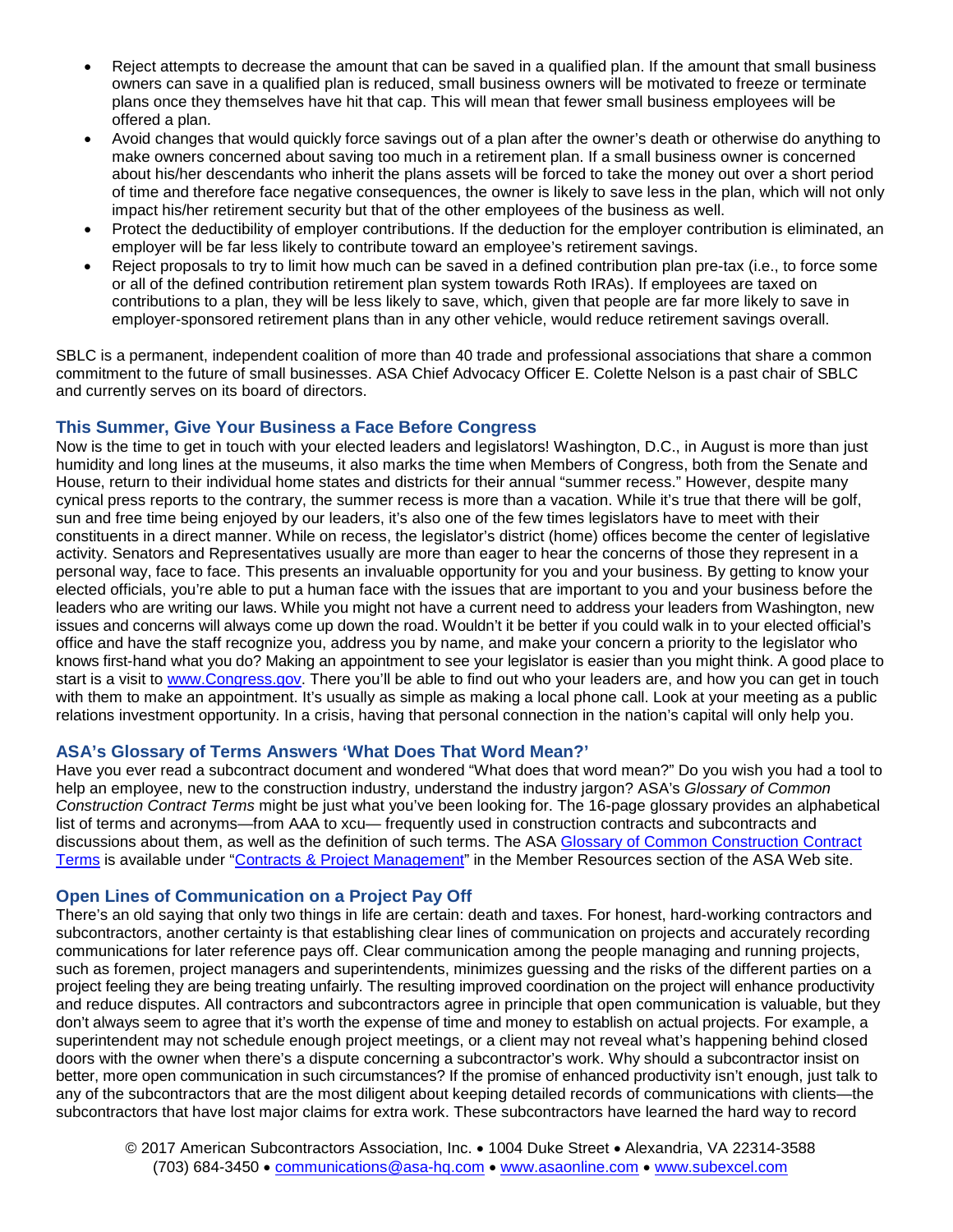- Reject attempts to decrease the amount that can be saved in a qualified plan. If the amount that small business owners can save in a qualified plan is reduced, small business owners will be motivated to freeze or terminate plans once they themselves have hit that cap. This will mean that fewer small business employees will be offered a plan.
- Avoid changes that would quickly force savings out of a plan after the owner's death or otherwise do anything to make owners concerned about saving too much in a retirement plan. If a small business owner is concerned about his/her descendants who inherit the plans assets will be forced to take the money out over a short period of time and therefore face negative consequences, the owner is likely to save less in the plan, which will not only impact his/her retirement security but that of the other employees of the business as well.
- Protect the deductibility of employer contributions. If the deduction for the employer contribution is eliminated, an employer will be far less likely to contribute toward an employee's retirement savings.
- Reject proposals to try to limit how much can be saved in a defined contribution plan pre-tax (i.e., to force some or all of the defined contribution retirement plan system towards Roth IRAs). If employees are taxed on contributions to a plan, they will be less likely to save, which, given that people are far more likely to save in employer-sponsored retirement plans than in any other vehicle, would reduce retirement savings overall.

SBLC is a permanent, independent coalition of more than 40 trade and professional associations that share a common commitment to the future of small businesses. ASA Chief Advocacy Officer E. Colette Nelson is a past chair of SBLC and currently serves on its board of directors.

### This Summer, Give Your Business a Face Before Congress

Now is the time to get in touch with your elected leaders and legislators! Washington, D.C., in August is more than just humidity and long lines at the museums, it also marks the time when Members of Congress, both from the Senate and House, return to their individual home states and districts for their annual "summer recess." However, despite many cynical press reports to the contrary, the summer recess is more than a vacation. While it's true that there will be golf, sun and free time being enjoyed by our leaders, it's also one of the few times legislators have to meet with their constituents in a direct manner. While on recess, the legislator's district (home) offices become the center of legislative activity. Senators and Representatives usually are more than eager to hear the concerns of those they represent in a personal way, face to face. This presents an invaluable opportunity for you and your business. By getting to know your elected officials, you're able to put a human face with the issues that are important to you and your business before the leaders who are writing our laws. While you might not have a current need to address your leaders from Washington, new issues and concerns will always come up down the road. Wouldn't it be better if you could walk in to your elected official's office and have the staff recognize you, address you by name, and make your concern a priority to the legislator who knows first-hand what you do? Making an appointment to see your legislator is easier than you might think. A good place to start is a visit to www.Congress.gov. There you'll be able to find out who your leaders are, and how you can get in touch with them to make an appointment. It's usually as simple as making a local phone call. Look at your meeting as a public relations investment opportunity. In a crisis, having that personal connection in the nation's capital will only help you.

### ASA's Glossary of Terms Answers 'What Does That Word Mean?'

Have you ever read a subcontract document and wondered "What does that word mean?" Do you wish you had a tool to help an employee, new to the construction industry, understand the industry jargon? ASA's *Glossary of Common Construction Contract Terms* might be just what you've been looking for. The 16-page glossary provides an alphabetical list of terms and acronyms—from AAA to xcu— frequently used in construction contracts and subcontracts and discussions about them, as well as the definition of such terms. The ASA Glossary of Common Construction Contract Terms is available under "Contracts & Project Management" in the Member Resources section of the ASA Web site.

### Open Lines of Communication on a Project Pay Off

There's an old saying that only two things in life are certain: death and taxes. For honest, hard-working contractors and subcontractors, another certainty is that establishing clear lines of communication on projects and accurately recording communications for later reference pays off. Clear communication among the people managing and running projects, such as foremen, project managers and superintendents, minimizes guessing and the risks of the different parties on a project feeling they are being treating unfairly. The resulting improved coordination on the project will enhance productivity and reduce disputes. All contractors and subcontractors agree in principle that open communication is valuable, but they don't always seem to agree that it's worth the expense of time and money to establish on actual projects. For example, a superintendent may not schedule enough project meetings, or a client may not reveal what's happening behind closed doors with the owner when there's a dispute concerning a subcontractor's work. Why should a subcontractor insist on better, more open communication in such circumstances? If the promise of enhanced productivity isn't enough, just talk to any of the subcontractors that are the most diligent about keeping detailed records of communications with clients—the subcontractors that have lost major claims for extra work. These subcontractors have learned the hard way to record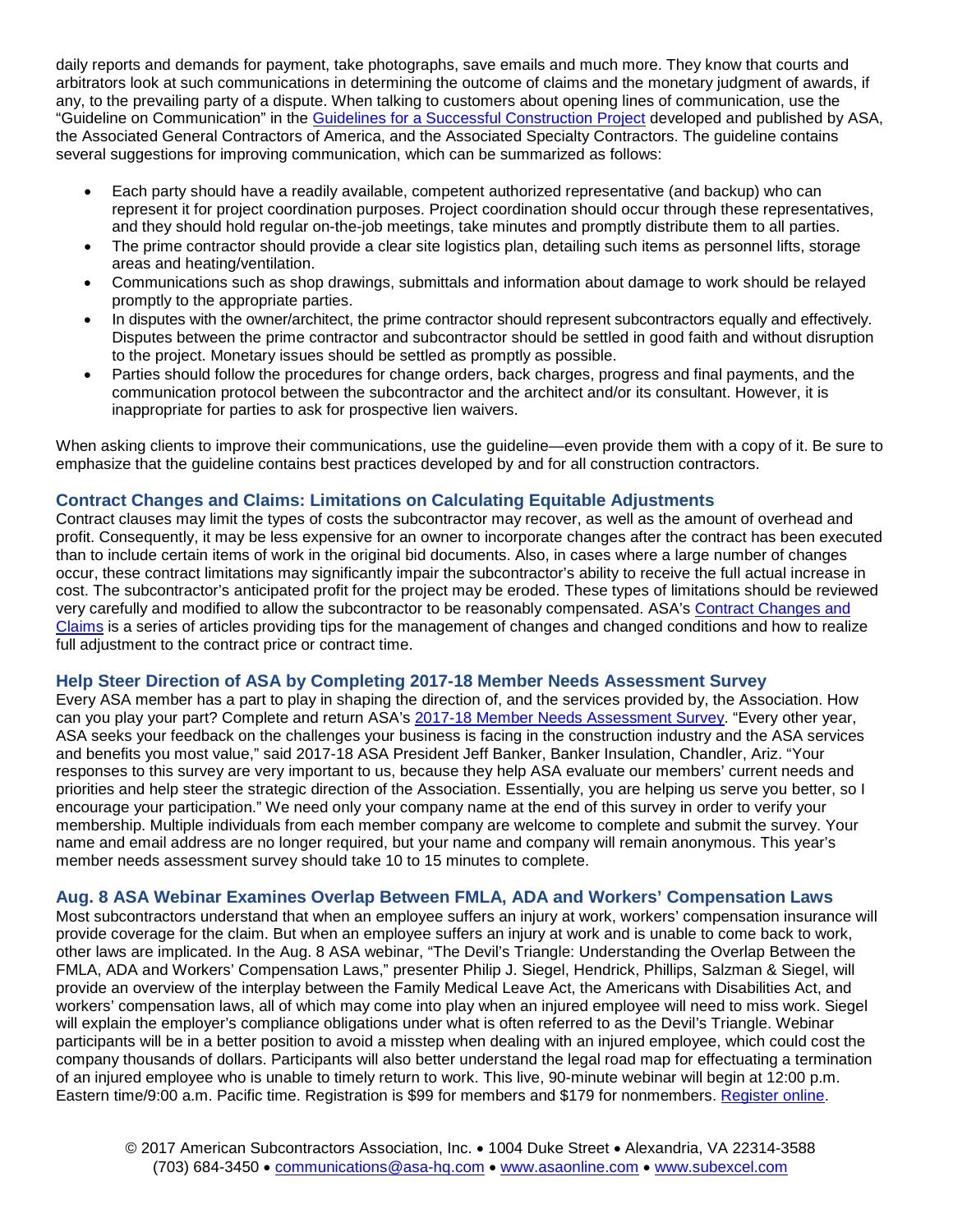daily reports and demands for payment, take photographs, save emails and much more. They know that courts and arbitrators look at such communications in determining the outcome of claims and the monetary judgment of awards, if any, to the prevailing party of a dispute. When talking to customers about opening lines of communication, use the "Guideline on Communication" in the Guidelines for a Successful Construction Project developed and published by ASA, the Associated General Contractors of America, and the Associated Specialty Contractors. The guideline contains several suggestions for improving communication, which can be summarized as follows:

- Each party should have a readily available, competent authorized representative (and backup) who can represent it for project coordination purposes. Project coordination should occur through these representatives, and they should hold regular on-the-job meetings, take minutes and promptly distribute them to all parties.
- The prime contractor should provide a clear site logistics plan, detailing such items as personnel lifts, storage areas and heating/ventilation.
- Communications such as shop drawings, submittals and information about damage to work should be relayed promptly to the appropriate parties.
- In disputes with the owner/architect, the prime contractor should represent subcontractors equally and effectively. Disputes between the prime contractor and subcontractor should be settled in good faith and without disruption to the project. Monetary issues should be settled as promptly as possible.
- Parties should follow the procedures for change orders, back charges, progress and final payments, and the communication protocol between the subcontractor and the architect and/or its consultant. However, it is inappropriate for parties to ask for prospective lien waivers.

When asking clients to improve their communications, use the guideline—even provide them with a copy of it. Be sure to emphasize that the guideline contains best practices developed by and for all construction contractors.

### Contract Changes and Claims: Limitations on Calculating Equitable Adjustments

Contract clauses may limit the types of costs the subcontractor may recover, as well as the amount of overhead and profit. Consequently, it may be less expensive for an owner to incorporate changes after the contract has been executed than to include certain items of work in the original bid documents. Also, in cases where a large number of changes occur, these contract limitations may significantly impair the subcontractor's ability to receive the full actual increase in cost. The subcontractor's anticipated profit for the project may be eroded. These types of limitations should be reviewed very carefully and modified to allow the subcontractor to be reasonably compensated. ASA's Contract Changes and Claims is a series of articles providing tips for the management of changes and changed conditions and how to realize full adjustment to the contract price or contract time.

### Help Steer Direction of ASA by Completing 2017-18 Member Needs Assessment Survey

Every ASA member has a part to play in shaping the direction of, and the services provided by, the Association. How can you play your part? Complete and return ASA's 2017-18 Member Needs Assessment Survey. "Every other year, ASA seeks your feedback on the challenges your business is facing in the construction industry and the ASA services and benefits you most value," said 2017-18 ASA President Jeff Banker, Banker Insulation, Chandler, Ariz. "Your responses to this survey are very important to us, because they help ASA evaluate our members' current needs and priorities and help steer the strategic direction of the Association. Essentially, you are helping us serve you better, so I encourage your participation." We need only your company name at the end of this survey in order to verify your membership. Multiple individuals from each member company are welcome to complete and submit the survey. Your name and email address are no longer required, but your name and company will remain anonymous. This year's member needs assessment survey should take 10 to 15 minutes to complete.

### Aug. 8 ASA Webinar Examines Overlap Between FMLA, ADA and Workers' Compensation Laws

Most subcontractors understand that when an employee suffers an injury at work, workers' compensation insurance will provide coverage for the claim. But when an employee suffers an injury at work and is unable to come back to work, other laws are implicated. In the Aug. 8 ASA webinar, "The Devil's Triangle: Understanding the Overlap Between the FMLA, ADA and Workers' Compensation Laws," presenter Philip J. Siegel, Hendrick, Phillips, Salzman & Siegel, will provide an overview of the interplay between the Family Medical Leave Act, the Americans with Disabilities Act, and workers' compensation laws, all of which may come into play when an injured employee will need to miss work. Siegel will explain the employer's compliance obligations under what is often referred to as the Devil's Triangle. Webinar participants will be in a better position to avoid a misstep when dealing with an injured employee, which could cost the company thousands of dollars. Participants will also better understand the legal road map for effectuating a termination of an injured employee who is unable to timely return to work. This live, 90-minute webinar will begin at 12:00 p.m. Eastern time/9:00 a.m. Pacific time. Registration is $99 for members and $179 for nonmembers. Register online.

© 2017 American Subcontractors Association, Inc. • 1004 Duke Street • Alexandria, VA 22314-3588
(703) 684-3450 • communications@asa-hq.com • www.asaonline.com • www.subexcel.com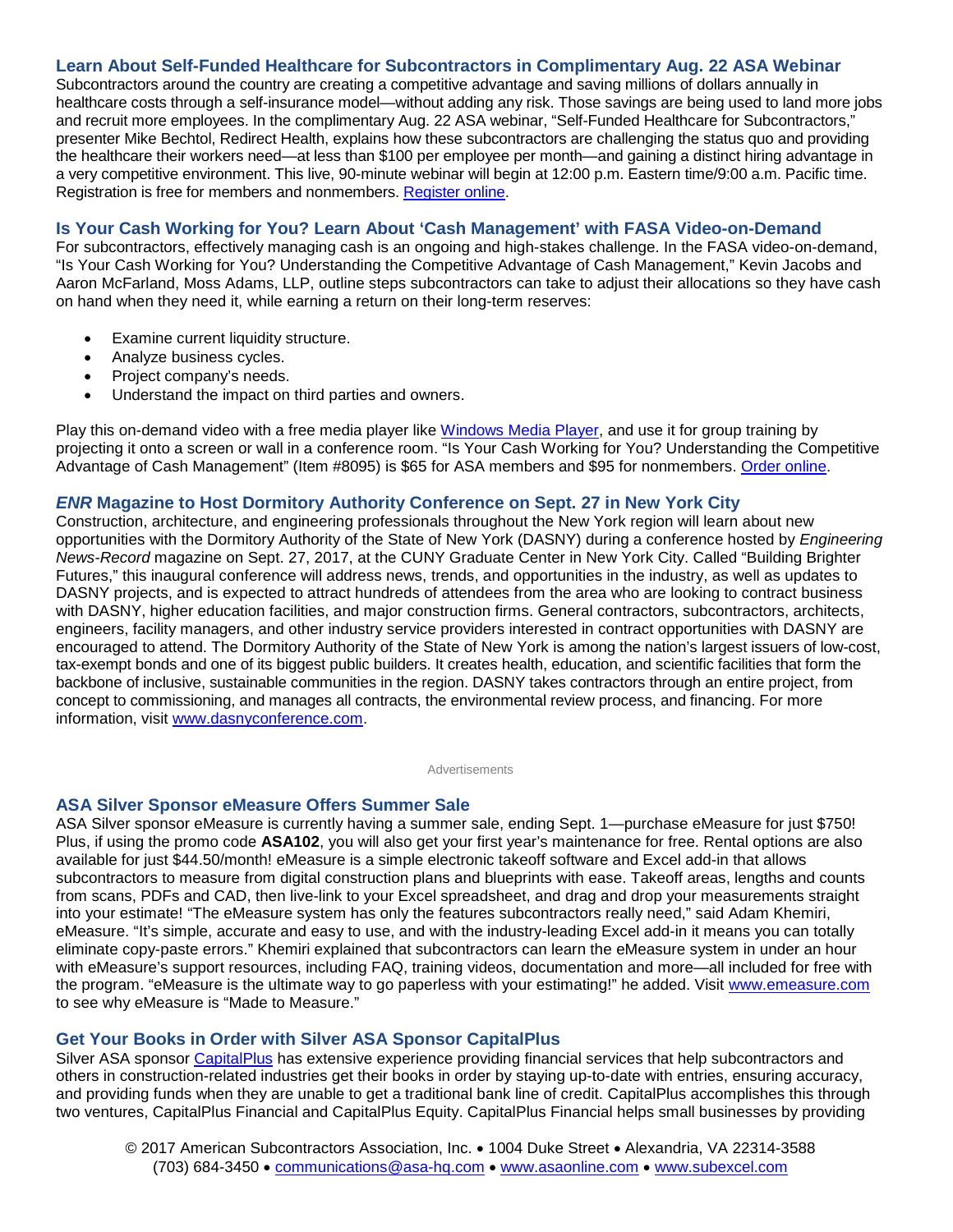### Learn About Self-Funded Healthcare for Subcontractors in Complimentary Aug. 22 ASA Webinar

Subcontractors around the country are creating a competitive advantage and saving millions of dollars annually in healthcare costs through a self-insurance model—without adding any risk. Those savings are being used to land more jobs and recruit more employees. In the complimentary Aug. 22 ASA webinar, "Self-Funded Healthcare for Subcontractors," presenter Mike Bechtol, Redirect Health, explains how these subcontractors are challenging the status quo and providing the healthcare their workers need—at less than $100 per employee per month—and gaining a distinct hiring advantage in a very competitive environment. This live, 90-minute webinar will begin at 12:00 p.m. Eastern time/9:00 a.m. Pacific time. Registration is free for members and nonmembers. Register online.

### Is Your Cash Working for You? Learn About 'Cash Management' with FASA Video-on-Demand

For subcontractors, effectively managing cash is an ongoing and high-stakes challenge. In the FASA video-on-demand, "Is Your Cash Working for You? Understanding the Competitive Advantage of Cash Management," Kevin Jacobs and Aaron McFarland, Moss Adams, LLP, outline steps subcontractors can take to adjust their allocations so they have cash on hand when they need it, while earning a return on their long-term reserves:

- Examine current liquidity structure.
- Analyze business cycles.
- Project company's needs.
- Understand the impact on third parties and owners.

Play this on-demand video with a free media player like Windows Media Player, and use it for group training by projecting it onto a screen or wall in a conference room. "Is Your Cash Working for You? Understanding the Competitive Advantage of Cash Management" (Item #8095) is $65 for ASA members and $95 for nonmembers. Order online.

### *ENR* Magazine to Host Dormitory Authority Conference on Sept. 27 in New York City

Construction, architecture, and engineering professionals throughout the New York region will learn about new opportunities with the Dormitory Authority of the State of New York (DASNY) during a conference hosted by *Engineering News-Record* magazine on Sept. 27, 2017, at the CUNY Graduate Center in New York City. Called "Building Brighter Futures," this inaugural conference will address news, trends, and opportunities in the industry, as well as updates to DASNY projects, and is expected to attract hundreds of attendees from the area who are looking to contract business with DASNY, higher education facilities, and major construction firms. General contractors, subcontractors, architects, engineers, facility managers, and other industry service providers interested in contract opportunities with DASNY are encouraged to attend. The Dormitory Authority of the State of New York is among the nation's largest issuers of low-cost, tax-exempt bonds and one of its biggest public builders. It creates health, education, and scientific facilities that form the backbone of inclusive, sustainable communities in the region. DASNY takes contractors through an entire project, from concept to commissioning, and manages all contracts, the environmental review process, and financing. For more information, visit www.dasnyconference.com.

Advertisements

### ASA Silver Sponsor eMeasure Offers Summer Sale

ASA Silver sponsor eMeasure is currently having a summer sale, ending Sept. 1—purchase eMeasure for just $750! Plus, if using the promo code **ASA102**, you will also get your first year's maintenance for free. Rental options are also available for just $44.50/month! eMeasure is a simple electronic takeoff software and Excel add-in that allows subcontractors to measure from digital construction plans and blueprints with ease. Takeoff areas, lengths and counts from scans, PDFs and CAD, then live-link to your Excel spreadsheet, and drag and drop your measurements straight into your estimate! "The eMeasure system has only the features subcontractors really need," said Adam Khemiri, eMeasure. "It's simple, accurate and easy to use, and with the industry-leading Excel add-in it means you can totally eliminate copy-paste errors." Khemiri explained that subcontractors can learn the eMeasure system in under an hour with eMeasure's support resources, including FAQ, training videos, documentation and more—all included for free with the program. "eMeasure is the ultimate way to go paperless with your estimating!" he added. Visit www.emeasure.com to see why eMeasure is "Made to Measure."

### Get Your Books in Order with Silver ASA Sponsor CapitalPlus

Silver ASA sponsor CapitalPlus has extensive experience providing financial services that help subcontractors and others in construction-related industries get their books in order by staying up-to-date with entries, ensuring accuracy, and providing funds when they are unable to get a traditional bank line of credit. CapitalPlus accomplishes this through two ventures, CapitalPlus Financial and CapitalPlus Equity. CapitalPlus Financial helps small businesses by providing

© 2017 American Subcontractors Association, Inc. • 1004 Duke Street • Alexandria, VA 22314-3588
(703) 684-3450 • communications@asa-hq.com • www.asaonline.com • www.subexcel.com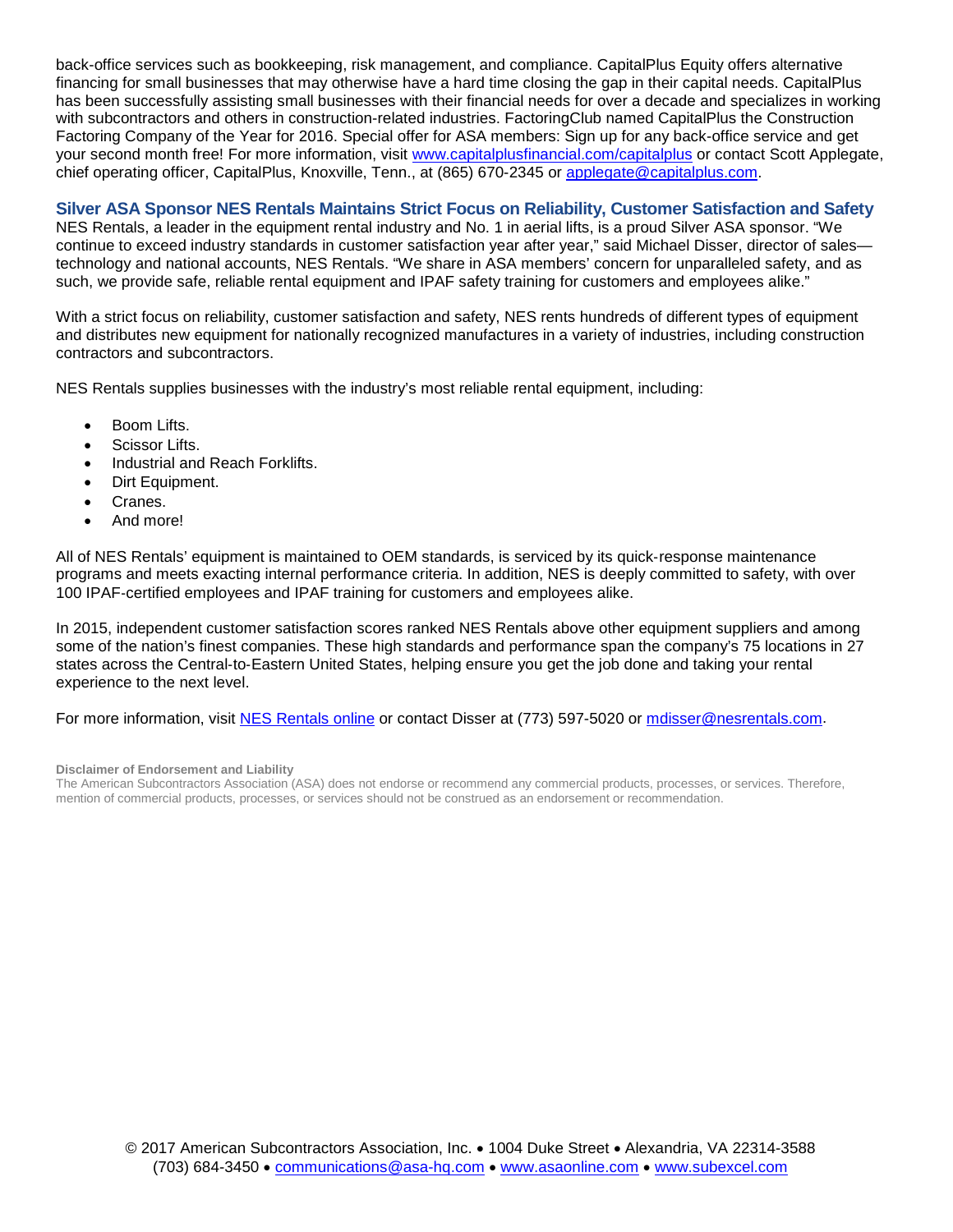back-office services such as bookkeeping, risk management, and compliance. CapitalPlus Equity offers alternative financing for small businesses that may otherwise have a hard time closing the gap in their capital needs. CapitalPlus has been successfully assisting small businesses with their financial needs for over a decade and specializes in working with subcontractors and others in construction-related industries. FactoringClub named CapitalPlus the Construction Factoring Company of the Year for 2016. Special offer for ASA members: Sign up for any back-office service and get your second month free! For more information, visit [www.capitalplusfinancial.com/capitalplus](www.capitalplusfinancial.com/capitalplus) or contact Scott Applegate, chief operating officer, CapitalPlus, Knoxville, Tenn., at (865) 670-2345 or [applegate@capitalplus.com](mailto:applegate@capitalplus.com).

### Silver ASA Sponsor NES Rentals Maintains Strict Focus on Reliability, Customer Satisfaction and Safety

NES Rentals, a leader in the equipment rental industry and No. 1 in aerial lifts, is a proud Silver ASA sponsor. "We continue to exceed industry standards in customer satisfaction year after year," said Michael Disser, director of sales—technology and national accounts, NES Rentals. "We share in ASA members' concern for unparalleled safety, and as such, we provide safe, reliable rental equipment and IPAF safety training for customers and employees alike."

With a strict focus on reliability, customer satisfaction and safety, NES rents hundreds of different types of equipment and distributes new equipment for nationally recognized manufactures in a variety of industries, including construction contractors and subcontractors.

NES Rentals supplies businesses with the industry's most reliable rental equipment, including:

- Boom Lifts.
- Scissor Lifts.
- Industrial and Reach Forklifts.
- Dirt Equipment.
- Cranes.
- And more!

All of NES Rentals' equipment is maintained to OEM standards, is serviced by its quick-response maintenance programs and meets exacting internal performance criteria. In addition, NES is deeply committed to safety, with over 100 IPAF-certified employees and IPAF training for customers and employees alike.

In 2015, independent customer satisfaction scores ranked NES Rentals above other equipment suppliers and among some of the nation's finest companies. These high standards and performance span the company's 75 locations in 27 states across the Central-to-Eastern United States, helping ensure you get the job done and taking your rental experience to the next level.

For more information, visit NES Rentals online or contact Disser at (773) 597-5020 or [mdisser@nesrentals.com](mailto:mdisser@nesrentals.com).

**Disclaimer of Endorsement and Liability**
The American Subcontractors Association (ASA) does not endorse or recommend any commercial products, processes, or services. Therefore, mention of commercial products, processes, or services should not be construed as an endorsement or recommendation.

© 2017 American Subcontractors Association, Inc. • 1004 Duke Street • Alexandria, VA 22314-3588
(703) 684-3450 • communications@asa-hq.com • www.asaonline.com • www.subexcel.com